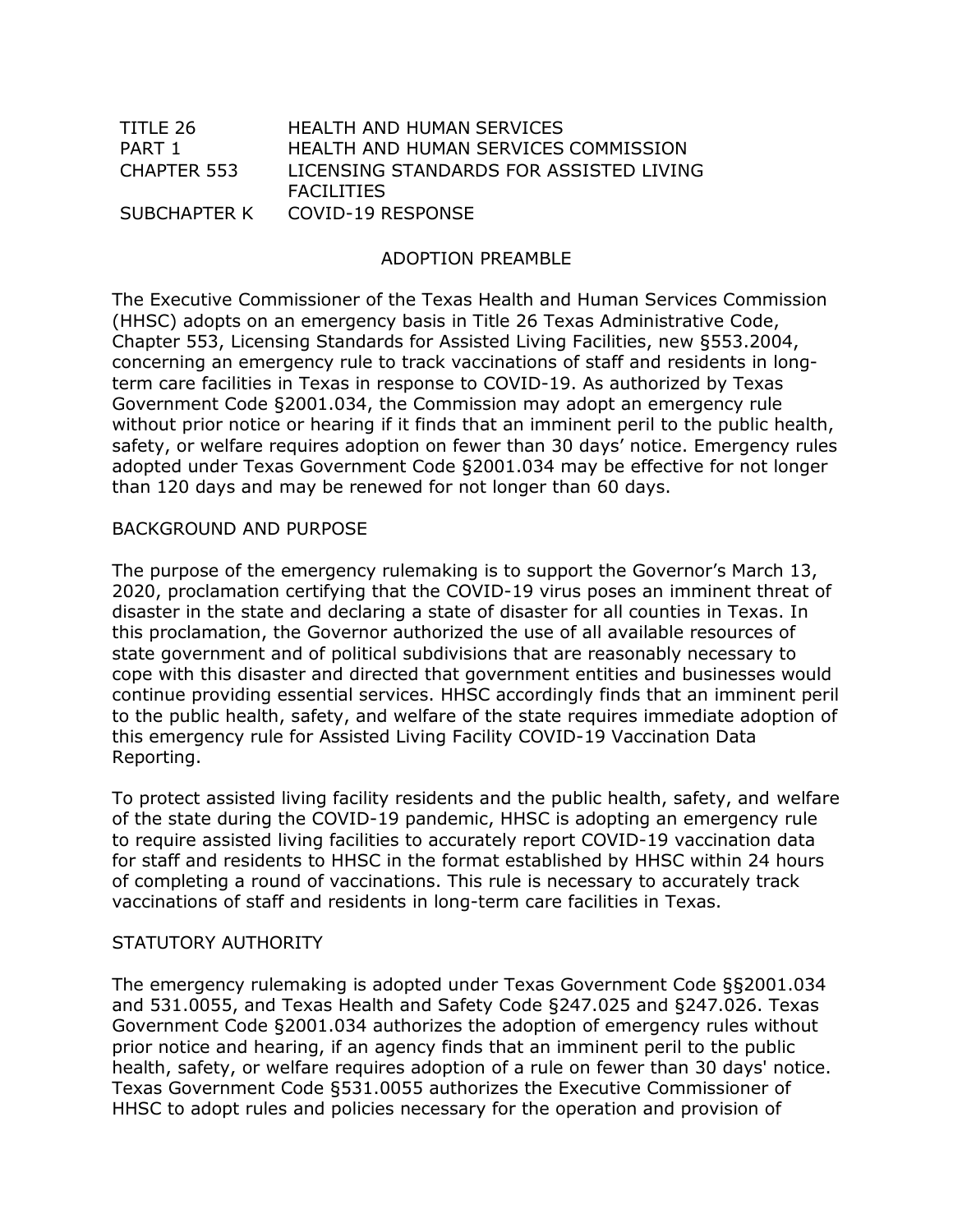| | |
|---|---|
| TITLE 26 | HEALTH AND HUMAN SERVICES |
| PART 1 | HEALTH AND HUMAN SERVICES COMMISSION |
| CHAPTER 553 | LICENSING STANDARDS FOR ASSISTED LIVING FACILITIES |
| SUBCHAPTER K | COVID-19 RESPONSE |

## ADOPTION PREAMBLE

The Executive Commissioner of the Texas Health and Human Services Commission (HHSC) adopts on an emergency basis in Title 26 Texas Administrative Code, Chapter 553, Licensing Standards for Assisted Living Facilities, new §553.2004, concerning an emergency rule to track vaccinations of staff and residents in long-term care facilities in Texas in response to COVID-19. As authorized by Texas Government Code §2001.034, the Commission may adopt an emergency rule without prior notice or hearing if it finds that an imminent peril to the public health, safety, or welfare requires adoption on fewer than 30 days' notice. Emergency rules adopted under Texas Government Code §2001.034 may be effective for not longer than 120 days and may be renewed for not longer than 60 days.

## BACKGROUND AND PURPOSE

The purpose of the emergency rulemaking is to support the Governor's March 13, 2020, proclamation certifying that the COVID-19 virus poses an imminent threat of disaster in the state and declaring a state of disaster for all counties in Texas. In this proclamation, the Governor authorized the use of all available resources of state government and of political subdivisions that are reasonably necessary to cope with this disaster and directed that government entities and businesses would continue providing essential services. HHSC accordingly finds that an imminent peril to the public health, safety, and welfare of the state requires immediate adoption of this emergency rule for Assisted Living Facility COVID-19 Vaccination Data Reporting.

To protect assisted living facility residents and the public health, safety, and welfare of the state during the COVID-19 pandemic, HHSC is adopting an emergency rule to require assisted living facilities to accurately report COVID-19 vaccination data for staff and residents to HHSC in the format established by HHSC within 24 hours of completing a round of vaccinations. This rule is necessary to accurately track vaccinations of staff and residents in long-term care facilities in Texas.

## STATUTORY AUTHORITY

The emergency rulemaking is adopted under Texas Government Code §§2001.034 and 531.0055, and Texas Health and Safety Code §247.025 and §247.026. Texas Government Code §2001.034 authorizes the adoption of emergency rules without prior notice and hearing, if an agency finds that an imminent peril to the public health, safety, or welfare requires adoption of a rule on fewer than 30 days' notice. Texas Government Code §531.0055 authorizes the Executive Commissioner of HHSC to adopt rules and policies necessary for the operation and provision of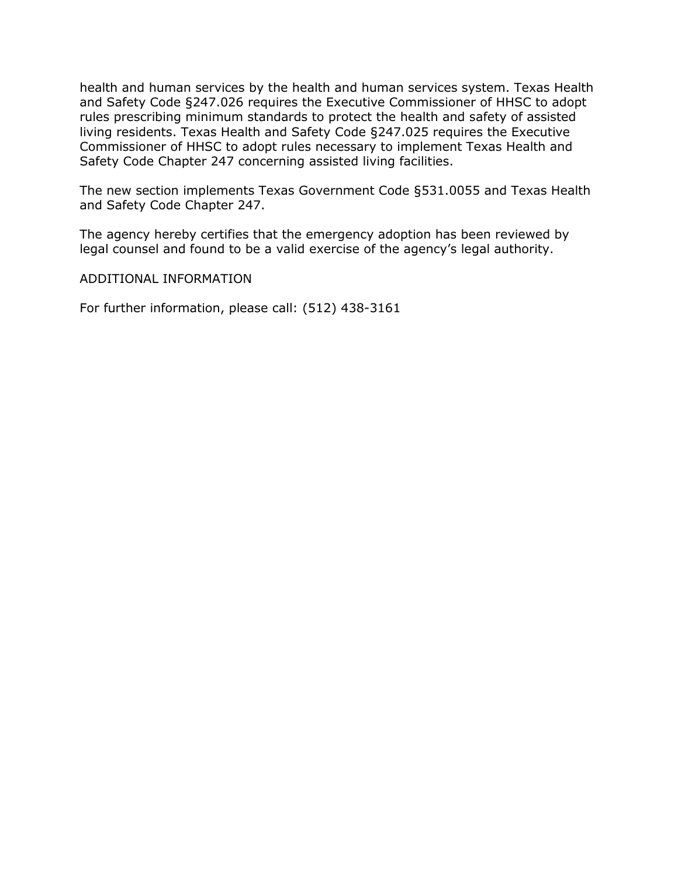health and human services by the health and human services system. Texas Health and Safety Code §247.026 requires the Executive Commissioner of HHSC to adopt rules prescribing minimum standards to protect the health and safety of assisted living residents. Texas Health and Safety Code §247.025 requires the Executive Commissioner of HHSC to adopt rules necessary to implement Texas Health and Safety Code Chapter 247 concerning assisted living facilities.

The new section implements Texas Government Code §531.0055 and Texas Health and Safety Code Chapter 247.

The agency hereby certifies that the emergency adoption has been reviewed by legal counsel and found to be a valid exercise of the agency's legal authority.

ADDITIONAL INFORMATION

For further information, please call: (512) 438-3161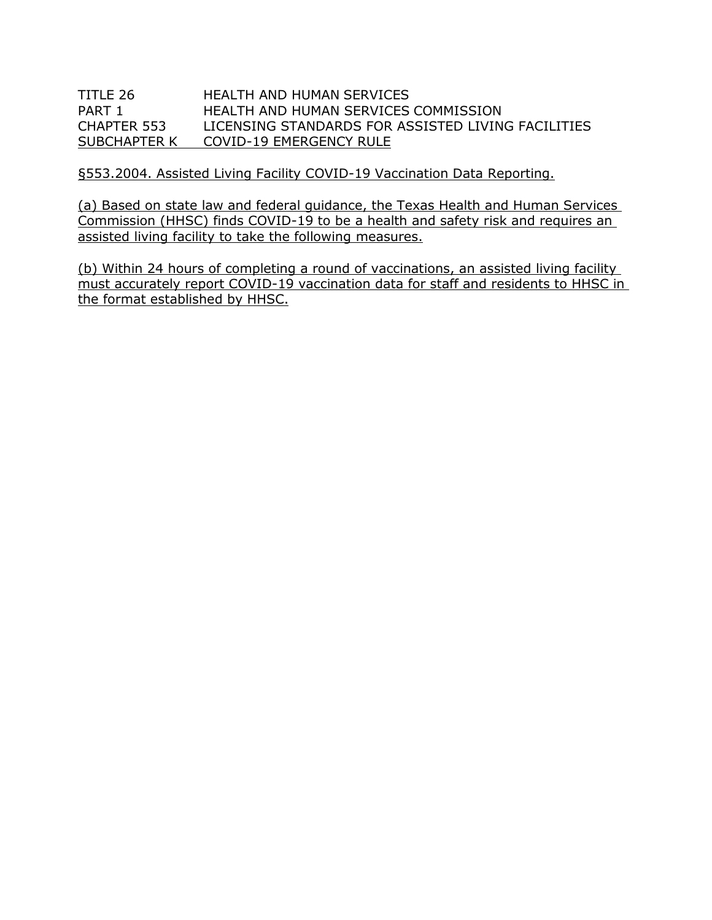TITLE 26 HEALTH AND HUMAN SERVICES
PART 1 HEALTH AND HUMAN SERVICES COMMISSION
CHAPTER 553 LICENSING STANDARDS FOR ASSISTED LIVING FACILITIES
SUBCHAPTER K COVID-19 EMERGENCY RULE

§553.2004. Assisted Living Facility COVID-19 Vaccination Data Reporting.

(a) Based on state law and federal guidance, the Texas Health and Human Services Commission (HHSC) finds COVID-19 to be a health and safety risk and requires an assisted living facility to take the following measures.

(b) Within 24 hours of completing a round of vaccinations, an assisted living facility must accurately report COVID-19 vaccination data for staff and residents to HHSC in the format established by HHSC.